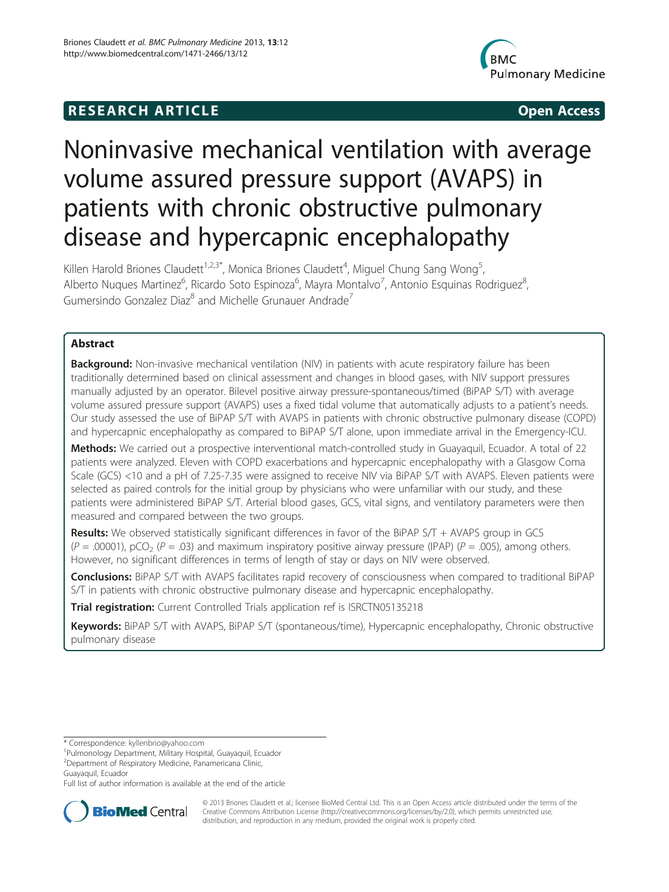**RESEARCH ARTICLE** **Open Access**

# Noninvasive mechanical ventilation with average volume assured pressure support (AVAPS) in patients with chronic obstructive pulmonary disease and hypercapnic encephalopathy

Killen Harold Briones Claudett[1,2,3*], Monica Briones Claudett[4], Miguel Chung Sang Wong[5], Alberto Nuques Martinez[6], Ricardo Soto Espinoza[6], Mayra Montalvo[7], Antonio Esquinas Rodriguez[8], Gumersindo Gonzalez Diaz[8] and Michelle Grunauer Andrade[7]

## Abstract

**Background:** Non-invasive mechanical ventilation (NIV) in patients with acute respiratory failure has been traditionally determined based on clinical assessment and changes in blood gases, with NIV support pressures manually adjusted by an operator. Bilevel positive airway pressure-spontaneous/timed (BiPAP S/T) with average volume assured pressure support (AVAPS) uses a fixed tidal volume that automatically adjusts to a patient's needs. Our study assessed the use of BiPAP S/T with AVAPS in patients with chronic obstructive pulmonary disease (COPD) and hypercapnic encephalopathy as compared to BiPAP S/T alone, upon immediate arrival in the Emergency-ICU.

**Methods:** We carried out a prospective interventional match-controlled study in Guayaquil, Ecuador. A total of 22 patients were analyzed. Eleven with COPD exacerbations and hypercapnic encephalopathy with a Glasgow Coma Scale (GCS) <10 and a pH of 7.25-7.35 were assigned to receive NIV via BiPAP S/T with AVAPS. Eleven patients were selected as paired controls for the initial group by physicians who were unfamiliar with our study, and these patients were administered BiPAP S/T. Arterial blood gases, GCS, vital signs, and ventilatory parameters were then measured and compared between the two groups.

**Results:** We observed statistically significant differences in favor of the BiPAP S/T + AVAPS group in GCS ($P$ = .00001), $pCO_2$ ($P$ = .03) and maximum inspiratory positive airway pressure (IPAP) ($P$ = .005), among others. However, no significant differences in terms of length of stay or days on NIV were observed.

**Conclusions:** BiPAP S/T with AVAPS facilitates rapid recovery of consciousness when compared to traditional BiPAP S/T in patients with chronic obstructive pulmonary disease and hypercapnic encephalopathy.

**Trial registration:** Current Controlled Trials application ref is ISRCTN05135218

**Keywords:** BiPAP S/T with AVAPS, BiPAP S/T (spontaneous/time), Hypercapnic encephalopathy, Chronic obstructive pulmonary disease

* Correspondence: kyllenbrio@yahoo.com
[1]Pulmonology Department, Military Hospital, Guayaquil, Ecuador
[2]Department of Respiratory Medicine, Panamericana Clinic, Guayaquil, Ecuador
Full list of author information is available at the end of the article

© 2013 Briones Claudett et al.; licensee BioMed Central Ltd. This is an Open Access article distributed under the terms of the Creative Commons Attribution License (http://creativecommons.org/licenses/by/2.0), which permits unrestricted use, distribution, and reproduction in any medium, provided the original work is properly cited.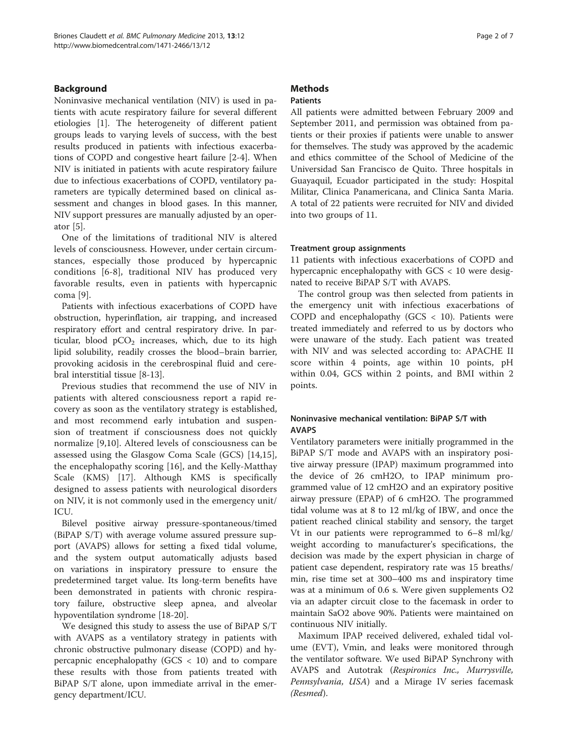## Background

Noninvasive mechanical ventilation (NIV) is used in patients with acute respiratory failure for several different etiologies [1]. The heterogeneity of different patient groups leads to varying levels of success, with the best results produced in patients with infectious exacerbations of COPD and congestive heart failure [2-4]. When NIV is initiated in patients with acute respiratory failure due to infectious exacerbations of COPD, ventilatory parameters are typically determined based on clinical assessment and changes in blood gases. In this manner, NIV support pressures are manually adjusted by an operator [5].

One of the limitations of traditional NIV is altered levels of consciousness. However, under certain circumstances, especially those produced by hypercapnic conditions [6-8], traditional NIV has produced very favorable results, even in patients with hypercapnic coma [9].

Patients with infectious exacerbations of COPD have obstruction, hyperinflation, air trapping, and increased respiratory effort and central respiratory drive. In particular, blood $pCO_2$ increases, which, due to its high lipid solubility, readily crosses the blood–brain barrier, provoking acidosis in the cerebrospinal fluid and cerebral interstitial tissue [8-13].

Previous studies that recommend the use of NIV in patients with altered consciousness report a rapid recovery as soon as the ventilatory strategy is established, and most recommend early intubation and suspension of treatment if consciousness does not quickly normalize [9,10]. Altered levels of consciousness can be assessed using the Glasgow Coma Scale (GCS) [14,15], the encephalopathy scoring [16], and the Kelly-Matthay Scale (KMS) [17]. Although KMS is specifically designed to assess patients with neurological disorders on NIV, it is not commonly used in the emergency unit/ICU.

Bilevel positive airway pressure-spontaneous/timed (BiPAP S/T) with average volume assured pressure support (AVAPS) allows for setting a fixed tidal volume, and the system output automatically adjusts based on variations in inspiratory pressure to ensure the predetermined target value. Its long-term benefits have been demonstrated in patients with chronic respiratory failure, obstructive sleep apnea, and alveolar hypoventilation syndrome [18-20].

We designed this study to assess the use of BiPAP S/T with AVAPS as a ventilatory strategy in patients with chronic obstructive pulmonary disease (COPD) and hypercapnic encephalopathy (GCS < 10) and to compare these results with those from patients treated with BiPAP S/T alone, upon immediate arrival in the emergency department/ICU.

## Methods

### Patients

All patients were admitted between February 2009 and September 2011, and permission was obtained from patients or their proxies if patients were unable to answer for themselves. The study was approved by the academic and ethics committee of the School of Medicine of the Universidad San Francisco de Quito. Three hospitals in Guayaquil, Ecuador participated in the study: Hospital Militar, Clinica Panamericana, and Clinica Santa Maria. A total of 22 patients were recruited for NIV and divided into two groups of 11.

### Treatment group assignments

11 patients with infectious exacerbations of COPD and hypercapnic encephalopathy with GCS < 10 were designated to receive BiPAP S/T with AVAPS.

The control group was then selected from patients in the emergency unit with infectious exacerbations of COPD and encephalopathy (GCS < 10). Patients were treated immediately and referred to us by doctors who were unaware of the study. Each patient was treated with NIV and was selected according to: APACHE II score within 4 points, age within 10 points, pH within 0.04, GCS within 2 points, and BMI within 2 points.

### Noninvasive mechanical ventilation: BiPAP S/T with AVAPS

Ventilatory parameters were initially programmed in the BiPAP S/T mode and AVAPS with an inspiratory positive airway pressure (IPAP) maximum programmed into the device of 26 cmH2O, to IPAP minimum programmed value of 12 cmH2O and an expiratory positive airway pressure (EPAP) of 6 cmH2O. The programmed tidal volume was at 8 to 12 ml/kg of IBW, and once the patient reached clinical stability and sensory, the target Vt in our patients were reprogrammed to 6–8 ml/kg/ weight according to manufacturer's specifications, the decision was made by the expert physician in charge of patient case dependent, respiratory rate was 15 breaths/ min, rise time set at 300–400 ms and inspiratory time was at a minimum of 0.6 s. Were given supplements O2 via an adapter circuit close to the facemask in order to maintain SaO2 above 90%. Patients were maintained on continuous NIV initially.

Maximum IPAP received delivered, exhaled tidal volume (EVT), Vmin, and leaks were monitored through the ventilator software. We used BiPAP Synchrony with AVAPS and Autotrak (*Respironics Inc., Murrysville, Pennsylvania, USA*) and a Mirage IV series facemask *(Resmed)*.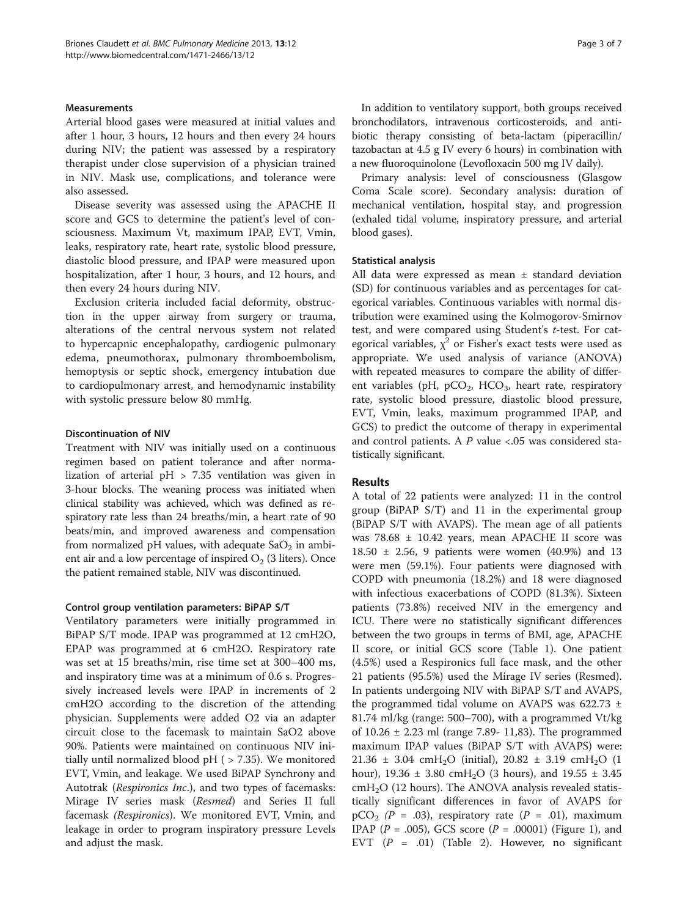### Measurements

Arterial blood gases were measured at initial values and after 1 hour, 3 hours, 12 hours and then every 24 hours during NIV; the patient was assessed by a respiratory therapist under close supervision of a physician trained in NIV. Mask use, complications, and tolerance were also assessed.

Disease severity was assessed using the APACHE II score and GCS to determine the patient's level of consciousness. Maximum Vt, maximum IPAP, EVT, Vmin, leaks, respiratory rate, heart rate, systolic blood pressure, diastolic blood pressure, and IPAP were measured upon hospitalization, after 1 hour, 3 hours, and 12 hours, and then every 24 hours during NIV.

Exclusion criteria included facial deformity, obstruction in the upper airway from surgery or trauma, alterations of the central nervous system not related to hypercapnic encephalopathy, cardiogenic pulmonary edema, pneumothorax, pulmonary thromboembolism, hemoptysis or septic shock, emergency intubation due to cardiopulmonary arrest, and hemodynamic instability with systolic pressure below 80 mmHg.

### Discontinuation of NIV

Treatment with NIV was initially used on a continuous regimen based on patient tolerance and after normalization of arterial pH > 7.35 ventilation was given in 3-hour blocks. The weaning process was initiated when clinical stability was achieved, which was defined as respiratory rate less than 24 breaths/min, a heart rate of 90 beats/min, and improved awareness and compensation from normalized pH values, with adequate $SaO_2$ in ambient air and a low percentage of inspired $O_2$ (3 liters). Once the patient remained stable, NIV was discontinued.

#### Control group ventilation parameters: BiPAP S/T

Ventilatory parameters were initially programmed in BiPAP S/T mode. IPAP was programmed at 12 cmH2O, EPAP was programmed at 6 cmH2O. Respiratory rate was set at 15 breaths/min, rise time set at 300–400 ms, and inspiratory time was at a minimum of 0.6 s. Progressively increased levels were IPAP in increments of 2 cmH2O according to the discretion of the attending physician. Supplements were added O2 via an adapter circuit close to the facemask to maintain SaO2 above 90%. Patients were maintained on continuous NIV initially until normalized blood pH ( > 7.35). We monitored EVT, Vmin, and leakage. We used BiPAP Synchrony and Autotrak (*Respironics Inc.*), and two types of facemasks: Mirage IV series mask (*Resmed*) and Series II full facemask (*Respironics*). We monitored EVT, Vmin, and leakage in order to program inspiratory pressure Levels and adjust the mask.

In addition to ventilatory support, both groups received bronchodilators, intravenous corticosteroids, and antibiotic therapy consisting of beta-lactam (piperacillin/tazobactan at 4.5 g IV every 6 hours) in combination with a new fluoroquinolone (Levofloxacin 500 mg IV daily).

Primary analysis: level of consciousness (Glasgow Coma Scale score). Secondary analysis: duration of mechanical ventilation, hospital stay, and progression (exhaled tidal volume, inspiratory pressure, and arterial blood gases).

### Statistical analysis

All data were expressed as mean ± standard deviation (SD) for continuous variables and as percentages for categorical variables. Continuous variables with normal distribution were examined using the Kolmogorov-Smirnov test, and were compared using Student's *t*-test. For categorical variables, $\chi^2$ or Fisher's exact tests were used as appropriate. We used analysis of variance (ANOVA) with repeated measures to compare the ability of different variables (pH, $pCO_2$, $HCO_3$, heart rate, respiratory rate, systolic blood pressure, diastolic blood pressure, EVT, Vmin, leaks, maximum programmed IPAP, and GCS) to predict the outcome of therapy in experimental and control patients. A $P$ value <.05 was considered statistically significant.

## Results

A total of 22 patients were analyzed: 11 in the control group (BiPAP S/T) and 11 in the experimental group (BiPAP S/T with AVAPS). The mean age of all patients was 78.68 ± 10.42 years, mean APACHE II score was 18.50 ± 2.56, 9 patients were women (40.9%) and 13 were men (59.1%). Four patients were diagnosed with COPD with pneumonia (18.2%) and 18 were diagnosed with infectious exacerbations of COPD (81.3%). Sixteen patients (73.8%) received NIV in the emergency and ICU. There were no statistically significant differences between the two groups in terms of BMI, age, APACHE II score, or initial GCS score (Table 1). One patient (4.5%) used a Respironics full face mask, and the other 21 patients (95.5%) used the Mirage IV series (Resmed). In patients undergoing NIV with BiPAP S/T and AVAPS, the programmed tidal volume on AVAPS was 622.73 ± 81.74 ml/kg (range: 500–700), with a programmed Vt/kg of 10.26 ± 2.23 ml (range 7.89- 11,83). The programmed maximum IPAP values (BiPAP S/T with AVAPS) were: 21.36 ± 3.04 $cmH_2O$ (initial), 20.82 ± 3.19 $cmH_2O$ (1 hour), 19.36 ± 3.80 $cmH_2O$ (3 hours), and 19.55 ± 3.45 $cmH_2O$ (12 hours). The ANOVA analysis revealed statistically significant differences in favor of AVAPS for $pCO_2$ ($P$ = .03), respiratory rate ($P$ = .01), maximum IPAP ($P$ = .005), GCS score ($P$ = .00001) (Figure 1), and EVT ($P$ = .01) (Table 2). However, no significant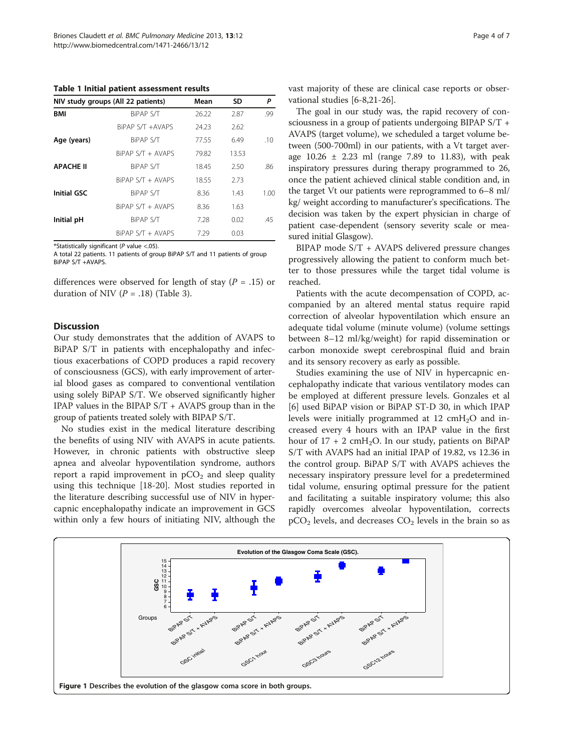**Table 1 Initial patient assessment results**

| NIV study groups (All 22 patients) | | Mean | SD | P |
|---|---|---|---|---|
| **BMI** | BiPAP S/T | 26.22 | 2.87 | .99 |
| | BiPAP S/T +AVAPS | 24.23 | 2.62 | |
| **Age (years)** | BiPAP S/T | 77.55 | 6.49 | .10 |
| | BiPAP S/T + AVAPS | 79.82 | 13.53 | |
| **APACHE II** | BiPAP S/T | 18.45 | 2.50 | .86 |
| | BiPAP S/T + AVAPS | 18.55 | 2.73 | |
| **Initial GSC** | BiPAP S/T | 8.36 | 1.43 | 1.00 |
| | BiPAP S/T + AVAPS | 8.36 | 1.63 | |
| **Initial pH** | BiPAP S/T | 7.28 | 0.02 | .45 |
| | BiPAP S/T + AVAPS | 7.29 | 0.03 | |

*Statistically significant (P value <.05).
A total 22 patients. 11 patients of group BiPAP S/T and 11 patients of group BiPAP S/T +AVAPS.

differences were observed for length of stay ($P$ = .15) or duration of NIV ($P$ = .18) (Table 3).

## Discussion

Our study demonstrates that the addition of AVAPS to BiPAP S/T in patients with encephalopathy and infectious exacerbations of COPD produces a rapid recovery of consciousness (GCS), with early improvement of arterial blood gases as compared to conventional ventilation using solely BiPAP S/T. We observed significantly higher IPAP values in the BIPAP S/T + AVAPS group than in the group of patients treated solely with BIPAP S/T.

No studies exist in the medical literature describing the benefits of using NIV with AVAPS in acute patients. However, in chronic patients with obstructive sleep apnea and alveolar hypoventilation syndrome, authors report a rapid improvement in $pCO_2$ and sleep quality using this technique [18-20]. Most studies reported in the literature describing successful use of NIV in hypercapnic encephalopathy indicate an improvement in GCS within only a few hours of initiating NIV, although the vast majority of these are clinical case reports or observational studies [6-8,21-26].

The goal in our study was, the rapid recovery of consciousness in a group of patients undergoing BIPAP S/T + AVAPS (target volume), we scheduled a target volume between (500-700ml) in our patients, with a Vt target average 10.26 ± 2.23 ml (range 7.89 to 11.83), with peak inspiratory pressures during therapy programmed to 26, once the patient achieved clinical stable condition and, in the target Vt our patients were reprogrammed to 6–8 ml/kg/ weight according to manufacturer's specifications. The decision was taken by the expert physician in charge of patient case-dependent (sensory severity scale or measured initial Glasgow).

BIPAP mode S/T + AVAPS delivered pressure changes progressively allowing the patient to conform much better to those pressures while the target tidal volume is reached.

Patients with the acute decompensation of COPD, accompanied by an altered mental status require rapid correction of alveolar hypoventilation which ensure an adequate tidal volume (minute volume) (volume settings between 8–12 ml/kg/weight) for rapid dissemination or carbon monoxide swept cerebrospinal fluid and brain and its sensory recovery as early as possible.

Studies examining the use of NIV in hypercapnic encephalopathy indicate that various ventilatory modes can be employed at different pressure levels. Gonzales et al [6] used BiPAP vision or BiPAP ST-D 30, in which IPAP levels were initially programmed at 12 $cmH_2O$ and increased every 4 hours with an IPAP value in the first hour of 17 + 2 $cmH_2O$. In our study, patients on BiPAP S/T with AVAPS had an initial IPAP of 19.82, vs 12.36 in the control group. BiPAP S/T with AVAPS achieves the necessary inspiratory pressure level for a predetermined tidal volume, ensuring optimal pressure for the patient and facilitating a suitable inspiratory volume; this also rapidly overcomes alveolar hypoventilation, corrects $pCO_2$ levels, and decreases $CO_2$ levels in the brain so as

**Figure 1** Describes the evolution of the glasgow coma score in both groups.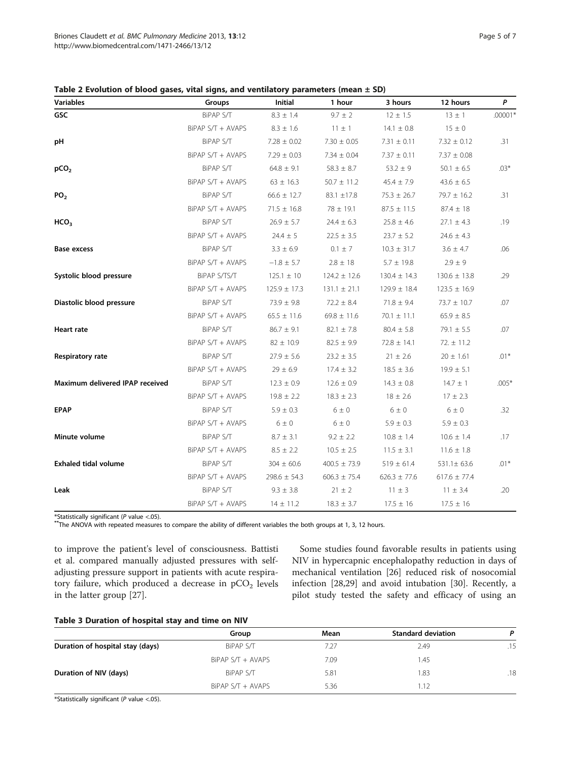**Table 2 Evolution of blood gases, vital signs, and ventilatory parameters (mean ± SD)**

| Variables | Groups | Initial | 1 hour | 3 hours | 12 hours | *P* |
|---|---|---|---|---|---|---|
| **GSC** | BiPAP S/T | 8.3 ± 1.4 | 9.7 ± 2 | 12 ± 1.5 | 13 ± 1 | .00001* |
| | BiPAP S/T + AVAPS | 8.3 ± 1.6 | 11 ± 1 | 14.1 ± 0.8 | 15 ± 0 | |
| **pH** | BiPAP S/T | 7.28 ± 0.02 | 7.30 ± 0.05 | 7.31 ± 0.11 | 7.32 ± 0.12 | .31 |
| | BiPAP S/T + AVAPS | 7.29 ± 0.03 | 7.34 ± 0.04 | 7.37 ± 0.11 | 7.37 ± 0.08 | |
| **$pCO_2$** | BiPAP S/T | 64.8 ± 9.1 | 58.3 ± 8.7 | 53.2 ± 9 | 50.1 ± 6.5 | .03* |
| | BiPAP S/T + AVAPS | 63 ± 16.3 | 50.7 ± 11.2 | 45.4 ± 7.9 | 43.6 ± 6.5 | |
| **$PO_2$** | BiPAP S/T | 66.6 ± 12.7 | 83.1 ±17.8 | 75.3 ± 26.7 | 79.7 ± 16.2 | .31 |
| | BiPAP S/T + AVAPS | 71.5 ± 16.8 | 78 ± 19.1 | 87.5 ± 11.5 | 87.4 ± 18 | |
| **$HCO_3$** | BiPAP S/T | 26.9 ± 5.7 | 24.4 ± 6.3 | 25.8 ± 4.6 | 27.1 ± 4.3 | .19 |
| | BiPAP S/T + AVAPS | 24.4 ± 5 | 22.5 ± 3.5 | 23.7 ± 5.2 | 24.6 ± 4.3 | |
| **Base excess** | BiPAP S/T | 3.3 ± 6.9 | 0.1 ± 7 | 10.3 ± 31.7 | 3.6 ± 4.7 | .06 |
| | BiPAP S/T + AVAPS | −1.8 ± 5.7 | 2.8 ± 18 | 5.7 ± 19.8 | 2.9 ± 9 | |
| **Systolic blood pressure** | BiPAP S/TS/T | 125.1 ± 10 | 124.2 ± 12.6 | 130.4 ± 14.3 | 130.6 ± 13.8 | .29 |
| | BiPAP S/T + AVAPS | 125.9 ± 17.3 | 131.1 ± 21.1 | 129.9 ± 18.4 | 123.5 ± 16.9 | |
| **Diastolic blood pressure** | BiPAP S/T | 73.9 ± 9.8 | 72.2 ± 8.4 | 71.8 ± 9.4 | 73.7 ± 10.7 | .07 |
| | BiPAP S/T + AVAPS | 65.5 ± 11.6 | 69.8 ± 11.6 | 70.1 ± 11.1 | 65.9 ± 8.5 | |
| **Heart rate** | BiPAP S/T | 86.7 ± 9.1 | 82.1 ± 7.8 | 80.4 ± 5.8 | 79.1 ± 5.5 | .07 |
| | BiPAP S/T + AVAPS | 82 ± 10.9 | 82.5 ± 9.9 | 72.8 ± 14.1 | 72. ± 11.2 | |
| **Respiratory rate** | BiPAP S/T | 27.9 ± 5.6 | 23.2 ± 3.5 | 21 ± 2.6 | 20 ± 1.61 | .01* |
| | BiPAP S/T + AVAPS | 29 ± 6.9 | 17.4 ± 3.2 | 18.5 ± 3.6 | 19.9 ± 5.1 | |
| **Maximum delivered IPAP received** | BiPAP S/T | 12.3 ± 0.9 | 12.6 ± 0.9 | 14.3 ± 0.8 | 14.7 ± 1 | .005* |
| | BiPAP S/T + AVAPS | 19.8 ± 2.2 | 18.3 ± 2.3 | 18 ± 2.6 | 17 ± 2.3 | |
| **EPAP** | BiPAP S/T | 5.9 ± 0.3 | 6 ± 0 | 6 ± 0 | 6 ± 0 | .32 |
| | BiPAP S/T + AVAPS | 6 ± 0 | 6 ± 0 | 5.9 ± 0.3 | 5.9 ± 0.3 | |
| **Minute volume** | BiPAP S/T | 8.7 ± 3.1 | 9.2 ± 2.2 | 10.8 ± 1.4 | 10.6 ± 1.4 | .17 |
| | BiPAP S/T + AVAPS | 8.5 ± 2.2 | 10.5 ± 2.5 | 11.5 ± 3.1 | 11.6 ± 1.8 | |
| **Exhaled tidal volume** | BiPAP S/T | 304 ± 60.6 | 400.5 ± 73.9 | 519 ± 61.4 | 531.1± 63.6 | .01* |
| | BiPAP S/T + AVAPS | 298.6 ± 54.3 | 606.3 ± 75.4 | 626.3 ± 77.6 | 617.6 ± 77.4 | |
| **Leak** | BiPAP S/T | 9.3 ± 3.8 | 21 ± 2 | 11 ± 3 | 11 ± 3.4 | .20 |
| | BiPAP S/T + AVAPS | 14 ± 11.2 | 18.3 ± 3.7 | 17.5 ± 16 | 17.5 ± 16 | |

*Statistically significant (*P* value <.05).
**The ANOVA with repeated measures to compare the ability of different variables the both groups at 1, 3, 12 hours.

to improve the patient's level of consciousness. Battisti et al. compared manually adjusted pressures with self-adjusting pressure support in patients with acute respiratory failure, which produced a decrease in $pCO_2$ levels in the latter group [27].

Some studies found favorable results in patients using NIV in hypercapnic encephalopathy reduction in days of mechanical ventilation [26] reduced risk of nosocomial infection [28,29] and avoid intubation [30]. Recently, a pilot study tested the safety and efficacy of using an

**Table 3 Duration of hospital stay and time on NIV**

| | Group | Mean | Standard deviation | *P* |
|---|---|---|---|---|
| **Duration of hospital stay (days)** | BiPAP S/T | 7.27 | 2.49 | .15 |
| | BiPAP S/T + AVAPS | 7.09 | 1.45 | |
| **Duration of NIV (days)** | BiPAP S/T | 5.81 | 1.83 | .18 |
| | BiPAP S/T + AVAPS | 5.36 | 1.12 | |

*Statistically significant (*P* value <.05).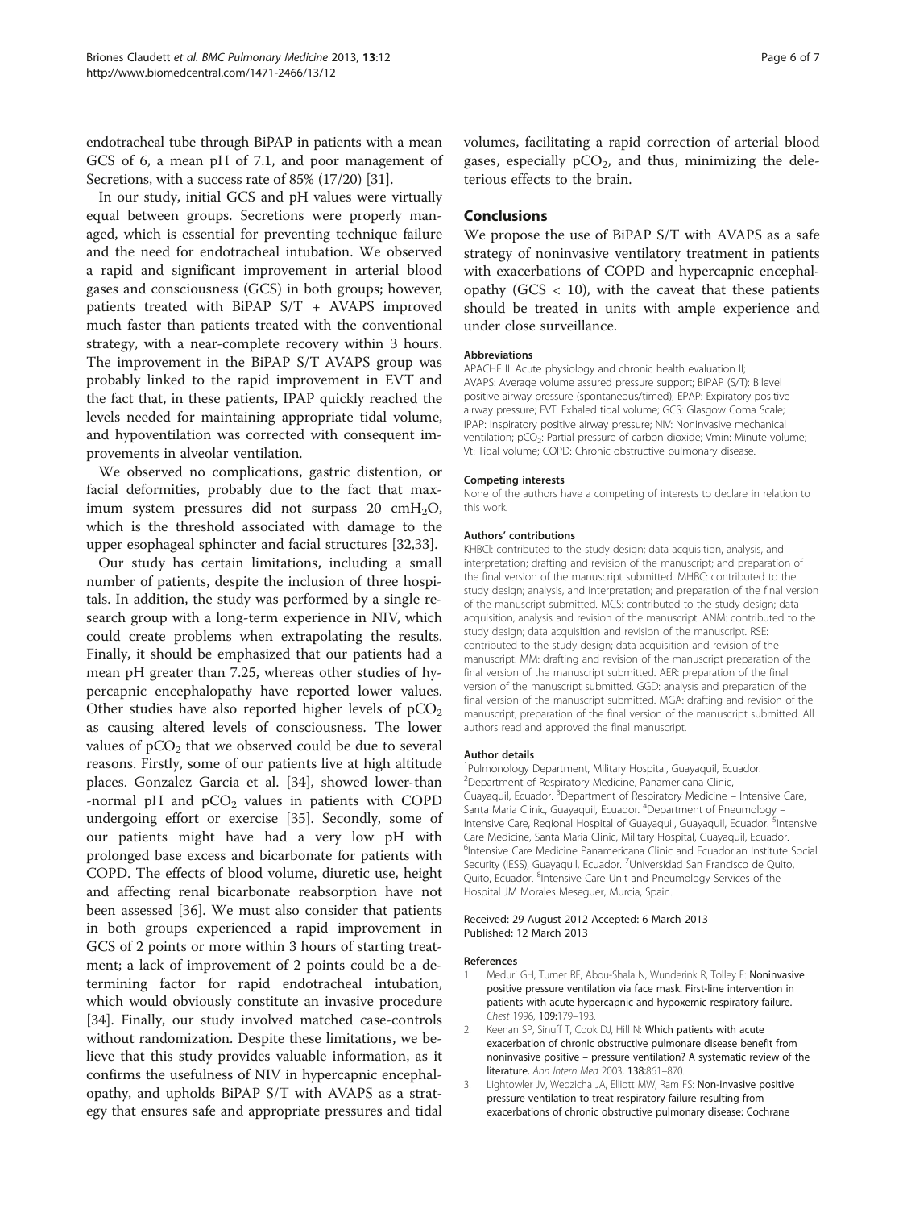endotracheal tube through BiPAP in patients with a mean GCS of 6, a mean pH of 7.1, and poor management of Secretions, with a success rate of 85% (17/20) [31].

In our study, initial GCS and pH values were virtually equal between groups. Secretions were properly managed, which is essential for preventing technique failure and the need for endotracheal intubation. We observed a rapid and significant improvement in arterial blood gases and consciousness (GCS) in both groups; however, patients treated with BiPAP S/T + AVAPS improved much faster than patients treated with the conventional strategy, with a near-complete recovery within 3 hours. The improvement in the BiPAP S/T AVAPS group was probably linked to the rapid improvement in EVT and the fact that, in these patients, IPAP quickly reached the levels needed for maintaining appropriate tidal volume, and hypoventilation was corrected with consequent improvements in alveolar ventilation.

We observed no complications, gastric distention, or facial deformities, probably due to the fact that maximum system pressures did not surpass 20 $cmH_2O$, which is the threshold associated with damage to the upper esophageal sphincter and facial structures [32,33].

Our study has certain limitations, including a small number of patients, despite the inclusion of three hospitals. In addition, the study was performed by a single research group with a long-term experience in NIV, which could create problems when extrapolating the results. Finally, it should be emphasized that our patients had a mean pH greater than 7.25, whereas other studies of hypercapnic encephalopathy have reported lower values. Other studies have also reported higher levels of $pCO_2$ as causing altered levels of consciousness. The lower values of $pCO_2$ that we observed could be due to several reasons. Firstly, some of our patients live at high altitude places. Gonzalez Garcia et al. [34], showed lower-than -normal pH and $pCO_2$ values in patients with COPD undergoing effort or exercise [35]. Secondly, some of our patients might have had a very low pH with prolonged base excess and bicarbonate for patients with COPD. The effects of blood volume, diuretic use, height and affecting renal bicarbonate reabsorption have not been assessed [36]. We must also consider that patients in both groups experienced a rapid improvement in GCS of 2 points or more within 3 hours of starting treatment; a lack of improvement of 2 points could be a determining factor for rapid endotracheal intubation, which would obviously constitute an invasive procedure [34]. Finally, our study involved matched case-controls without randomization. Despite these limitations, we believe that this study provides valuable information, as it confirms the usefulness of NIV in hypercapnic encephalopathy, and upholds BiPAP S/T with AVAPS as a strategy that ensures safe and appropriate pressures and tidal volumes, facilitating a rapid correction of arterial blood gases, especially $pCO_2$, and thus, minimizing the deleterious effects to the brain.

## Conclusions

We propose the use of BiPAP S/T with AVAPS as a safe strategy of noninvasive ventilatory treatment in patients with exacerbations of COPD and hypercapnic encephalopathy (GCS < 10), with the caveat that these patients should be treated in units with ample experience and under close surveillance.

#### Abbreviations

APACHE II: Acute physiology and chronic health evaluation II; AVAPS: Average volume assured pressure support; BiPAP (S/T): Bilevel positive airway pressure (spontaneous/timed); EPAP: Expiratory positive airway pressure; EVT: Exhaled tidal volume; GCS: Glasgow Coma Scale; IPAP: Inspiratory positive airway pressure; NIV: Noninvasive mechanical ventilation; $pCO_2$: Partial pressure of carbon dioxide; Vmin: Minute volume; Vt: Tidal volume; COPD: Chronic obstructive pulmonary disease.

#### Competing interests

None of the authors have a competing of interests to declare in relation to this work.

#### Authors' contributions

KHBCl: contributed to the study design; data acquisition, analysis, and interpretation; drafting and revision of the manuscript; and preparation of the final version of the manuscript submitted. MHBC: contributed to the study design; analysis, and interpretation; and preparation of the final version of the manuscript submitted. MCS: contributed to the study design; data acquisition, analysis and revision of the manuscript. ANM: contributed to the study design; data acquisition and revision of the manuscript. RSE: contributed to the study design; data acquisition and revision of the manuscript. MM: drafting and revision of the manuscript preparation of the final version of the manuscript submitted. AER: preparation of the final version of the manuscript submitted. GGD: analysis and preparation of the final version of the manuscript submitted. MGA: drafting and revision of the manuscript; preparation of the final version of the manuscript submitted. All authors read and approved the final manuscript.

#### Author details

[1]Pulmonology Department, Military Hospital, Guayaquil, Ecuador. [2]Department of Respiratory Medicine, Panamericana Clinic, Guayaquil, Ecuador. [3]Department of Respiratory Medicine – Intensive Care, Santa Maria Clinic, Guayaquil, Ecuador. [4]Department of Pneumology – Intensive Care, Regional Hospital of Guayaquil, Guayaquil, Ecuador. [5]Intensive Care Medicine, Santa Maria Clinic, Military Hospital, Guayaquil, Ecuador. [6]Intensive Care Medicine Panamericana Clinic and Ecuadorian Institute Social Security (IESS), Guayaquil, Ecuador. [7]Universidad San Francisco de Quito, Quito, Ecuador. [8]Intensive Care Unit and Pneumology Services of the Hospital JM Morales Meseguer, Murcia, Spain.

Received: 29 August 2012 Accepted: 6 March 2013
Published: 12 March 2013

#### References

1. Meduri GH, Turner RE, Abou-Shala N, Wunderink R, Tolley E: **Noninvasive positive pressure ventilation via face mask. First-line intervention in patients with acute hypercapnic and hypoxemic respiratory failure.** *Chest* 1996, **109**:179–193.
2. Keenan SP, Sinuff T, Cook DJ, Hill N: **Which patients with acute exacerbation of chronic obstructive pulmonare disease benefit from noninvasive positive – pressure ventilation? A systematic review of the literature.** *Ann Intern Med* 2003, **138**:861–870.
3. Lightowler JV, Wedzicha JA, Elliott MW, Ram FS: **Non-invasive positive pressure ventilation to treat respiratory failure resulting from exacerbations of chronic obstructive pulmonary disease: Cochrane**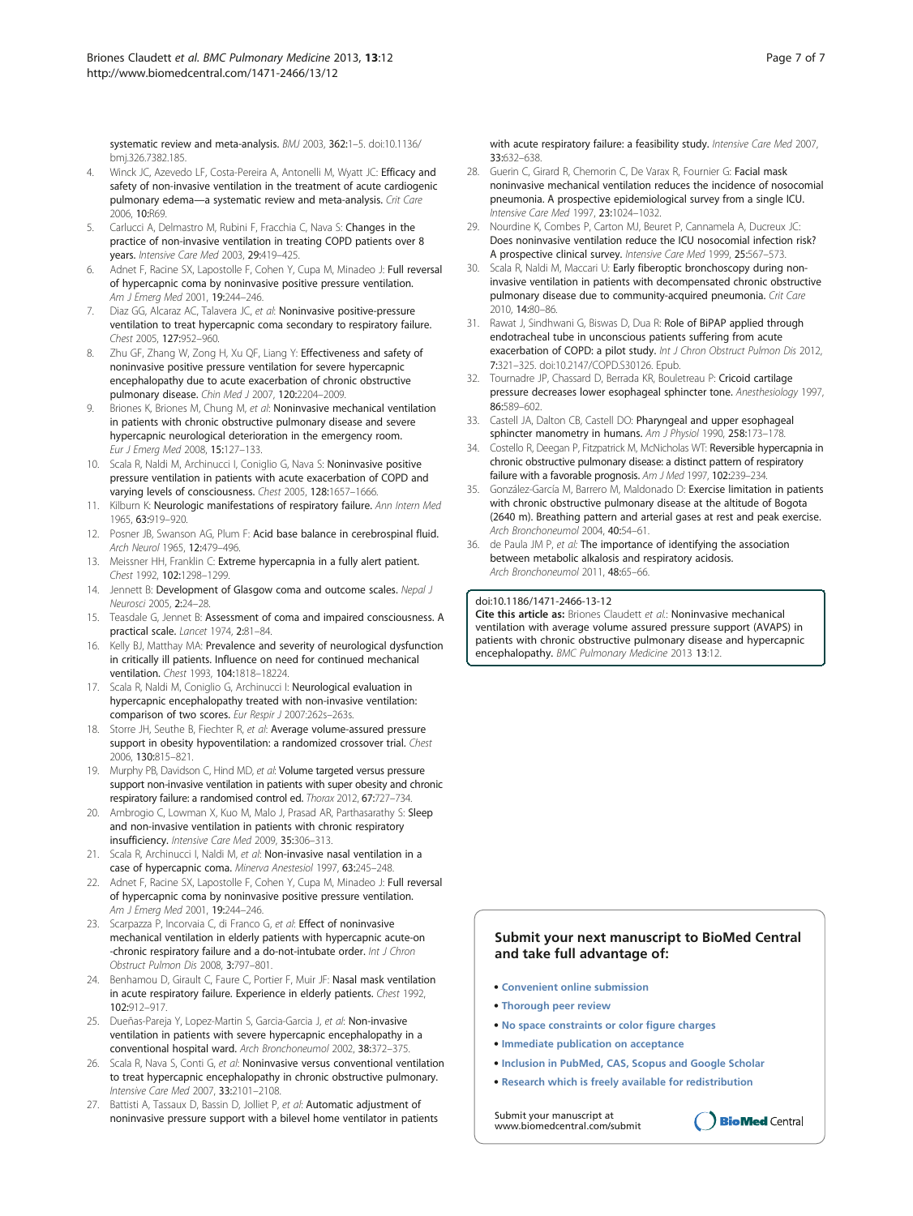systematic review and meta-analysis. *BMJ* 2003, **362:**1–5. doi:10.1136/bmj.326.7382.185.

4. Winck JC, Azevedo LF, Costa-Pereira A, Antonelli M, Wyatt JC: **Efficacy and safety of non-invasive ventilation in the treatment of acute cardiogenic pulmonary edema—a systematic review and meta-analysis.** *Crit Care* 2006, **10:**R69.
5. Carlucci A, Delmastro M, Rubini F, Fracchia C, Nava S: **Changes in the practice of non-invasive ventilation in treating COPD patients over 8 years.** *Intensive Care Med* 2003, **29:**419–425.
6. Adnet F, Racine SX, Lapostolle F, Cohen Y, Cupa M, Minadeo J: **Full reversal of hypercapnic coma by noninvasive positive pressure ventilation.** *Am J Emerg Med* 2001, **19:**244–246.
7. Diaz GG, Alcaraz AC, Talavera JC, *et al*: **Noninvasive positive-pressure ventilation to treat hypercapnic coma secondary to respiratory failure.** *Chest* 2005, **127:**952–960.
8. Zhu GF, Zhang W, Zong H, Xu QF, Liang Y: **Effectiveness and safety of noninvasive positive pressure ventilation for severe hypercapnic encephalopathy due to acute exacerbation of chronic obstructive pulmonary disease.** *Chin Med J* 2007, **120:**2204–2009.
9. Briones K, Briones M, Chung M, *et al*: **Noninvasive mechanical ventilation in patients with chronic obstructive pulmonary disease and severe hypercapnic neurological deterioration in the emergency room.** *Eur J Emerg Med* 2008, **15:**127–133.
10. Scala R, Naldi M, Archinucci I, Coniglio G, Nava S: **Noninvasive positive pressure ventilation in patients with acute exacerbation of COPD and varying levels of consciousness.** *Chest* 2005, **128:**1657–1666.
11. Kilburn K: **Neurologic manifestations of respiratory failure.** *Ann Intern Med* 1965, **63:**919–920.
12. Posner JB, Swanson AG, Plum F: **Acid base balance in cerebrospinal fluid.** *Arch Neurol* 1965, **12:**479–496.
13. Meissner HH, Franklin C: **Extreme hypercapnia in a fully alert patient.** *Chest* 1992, **102:**1298–1299.
14. Jennett B: **Development of Glasgow coma and outcome scales.** *Nepal J Neurosci* 2005, **2:**24–28.
15. Teasdale G, Jennet B: **Assessment of coma and impaired consciousness. A practical scale.** *Lancet* 1974, **2:**81–84.
16. Kelly BJ, Matthay MA: **Prevalence and severity of neurological dysfunction in critically ill patients. Influence on need for continued mechanical ventilation.** *Chest* 1993, **104:**1818–18224.
17. Scala R, Naldi M, Coniglio G, Archinucci I: **Neurological evaluation in hypercapnic encephalopathy treated with non-invasive ventilation: comparison of two scores.** *Eur Respir J* 2007:262s–263s.
18. Storre JH, Seuthe B, Fiechter R, *et al*: **Average volume-assured pressure support in obesity hypoventilation: a randomized crossover trial.** *Chest* 2006, **130:**815–821.
19. Murphy PB, Davidson C, Hind MD, *et al*: **Volume targeted versus pressure support non-invasive ventilation in patients with super obesity and chronic respiratory failure: a randomised control ed.** *Thorax* 2012, **67:**727–734.
20. Ambrogio C, Lowman X, Kuo M, Malo J, Prasad AR, Parthasarathy S: **Sleep and non-invasive ventilation in patients with chronic respiratory insufficiency.** *Intensive Care Med* 2009, **35:**306–313.
21. Scala R, Archinucci I, Naldi M, *et al*: **Non-invasive nasal ventilation in a case of hypercapnic coma.** *Minerva Anestesiol* 1997, **63:**245–248.
22. Adnet F, Racine SX, Lapostolle F, Cohen Y, Cupa M, Minadeo J: **Full reversal of hypercapnic coma by noninvasive positive pressure ventilation.** *Am J Emerg Med* 2001, **19:**244–246.
23. Scarpazza P, Incorvaia C, di Franco G, *et al*: **Effect of noninvasive mechanical ventilation in elderly patients with hypercapnic acute-on -chronic respiratory failure and a do-not-intubate order.** *Int J Chron Obstruct Pulmon Dis* 2008, **3:**797–801.
24. Benhamou D, Girault C, Faure C, Portier F, Muir JF: **Nasal mask ventilation in acute respiratory failure. Experience in elderly patients.** *Chest* 1992, **102:**912–917.
25. Dueñas-Pareja Y, Lopez-Martin S, Garcia-Garcia J, *et al*: **Non-invasive ventilation in patients with severe hypercapnic encephalopathy in a conventional hospital ward.** *Arch Bronconeumol* 2002, **38:**372–375.
26. Scala R, Nava S, Conti G, *et al*: **Noninvasive versus conventional ventilation to treat hypercapnic encephalopathy in chronic obstructive pulmonary.** *Intensive Care Med* 2007, **33:**2101–2108.
27. Battisti A, Tassaux D, Bassin D, Jolliet P, *et al*: **Automatic adjustment of noninvasive pressure support with a bilevel home ventilator in patients with acute respiratory failure: a feasibility study.** *Intensive Care Med* 2007, **33:**632–638.
28. Guerin C, Girard R, Chemorin C, De Varax R, Fournier G: **Facial mask noninvasive mechanical ventilation reduces the incidence of nosocomial pneumonia. A prospective epidemiological survey from a single ICU.** *Intensive Care Med* 1997, **23:**1024–1032.
29. Nourdine K, Combes P, Carton MJ, Beuret P, Cannamela A, Ducreux JC: **Does noninvasive ventilation reduce the ICU nosocomial infection risk? A prospective clinical survey.** *Intensive Care Med* 1999, **25:**567–573.
30. Scala R, Naldi M, Maccari U: **Early fiberoptic bronchoscopy during non-invasive ventilation in patients with decompensated chronic obstructive pulmonary disease due to community-acquired pneumonia.** *Crit Care* 2010, **14:**80–86.
31. Rawat J, Sindhwani G, Biswas D, Dua R: **Role of BiPAP applied through endotracheal tube in unconscious patients suffering from acute exacerbation of COPD: a pilot study.** *Int J Chron Obstruct Pulmon Dis* 2012, **7:**321–325. doi:10.2147/COPD.S30126. Epub.
32. Tournadre JP, Chassard D, Berrada KR, Bouletreau P: **Cricoid cartilage pressure decreases lower esophageal sphincter tone.** *Anesthesiology* 1997, **86:**589–602.
33. Castell JA, Dalton CB, Castell DO: **Pharyngeal and upper esophageal sphincter manometry in humans.** *Am J Physiol* 1990, **258:**173–178.
34. Costello R, Deegan P, Fitzpatrick M, McNicholas WT: **Reversible hypercapnia in chronic obstructive pulmonary disease: a distinct pattern of respiratory failure with a favorable prognosis.** *Am J Med* 1997, **102:**239–234.
35. González-García M, Barrero M, Maldonado D: **Exercise limitation in patients with chronic obstructive pulmonary disease at the altitude of Bogota (2640 m). Breathing pattern and arterial gases at rest and peak exercise.** *Arch Bronconeumol* 2004, **40:**54–61.
36. de Paula JM P, *et al*: **The importance of identifying the association between metabolic alkalosis and respiratory acidosis.** *Arch Bronconeumol* 2011, **48:**65–66.

doi:10.1186/1471-2466-13-12
**Cite this article as:** Briones Claudett *et al.*: Noninvasive mechanical ventilation with average volume assured pressure support (AVAPS) in patients with chronic obstructive pulmonary disease and hypercapnic encephalopathy. *BMC Pulmonary Medicine* 2013 **13**:12.

**Submit your next manuscript to BioMed Central and take full advantage of:**

- Convenient online submission
- Thorough peer review
- No space constraints or color figure charges
- Immediate publication on acceptance
- Inclusion in PubMed, CAS, Scopus and Google Scholar
- Research which is freely available for redistribution

Submit your manuscript at
www.biomedcentral.com/submit

BioMed Central